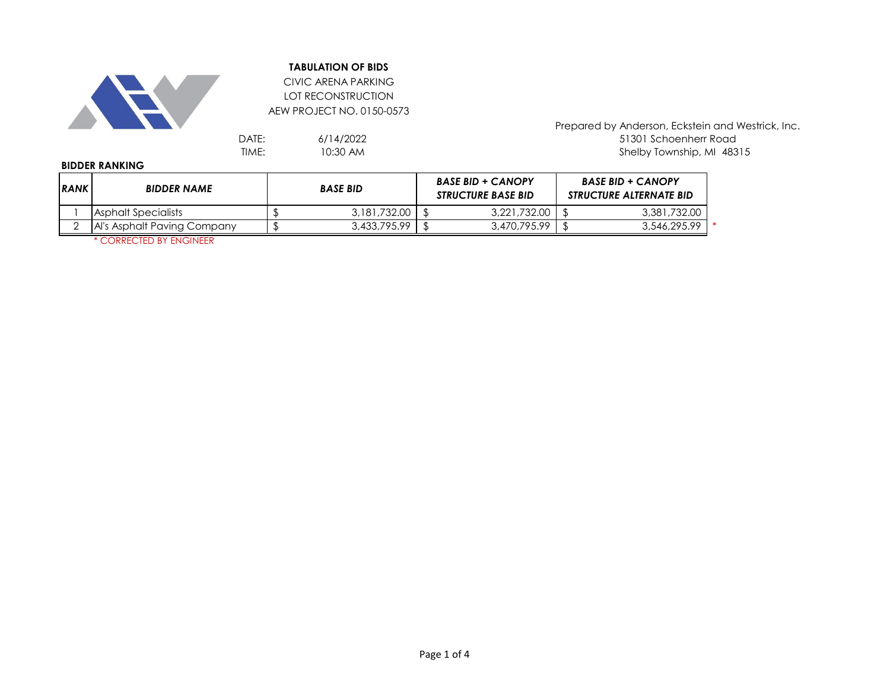**TABULATION OF BIDS**

CIVIC ARENA PARKING
LOT RECONSTRUCTION
AEW PROJECT NO. 0150-0573

DATE: 6/14/2022
TIME: 10:30 AM

Prepared by Anderson, Eckstein and Westrick, Inc.
51301 Schoenherr Road
Shelby Township, MI 48315

**BIDDER RANKING**

| ***RANK*** | ***BIDDER NAME*** | ***BASE BID*** | ***BASE BID + CANOPY STRUCTURE BASE BID*** | ***BASE BID + CANOPY STRUCTURE ALTERNATE BID*** | |
|---|---|---|---|---|---|
| 1 | Asphalt Specialists | $ 3,181,732.00 | $ 3,221,732.00 | $ 3,381,732.00 | |
| 2 | Al's Asphalt Paving Company | $ 3,433,795.99 | $ 3,470,795.99 | $ 3,546,295.99 | * |

\* CORRECTED BY ENGINEER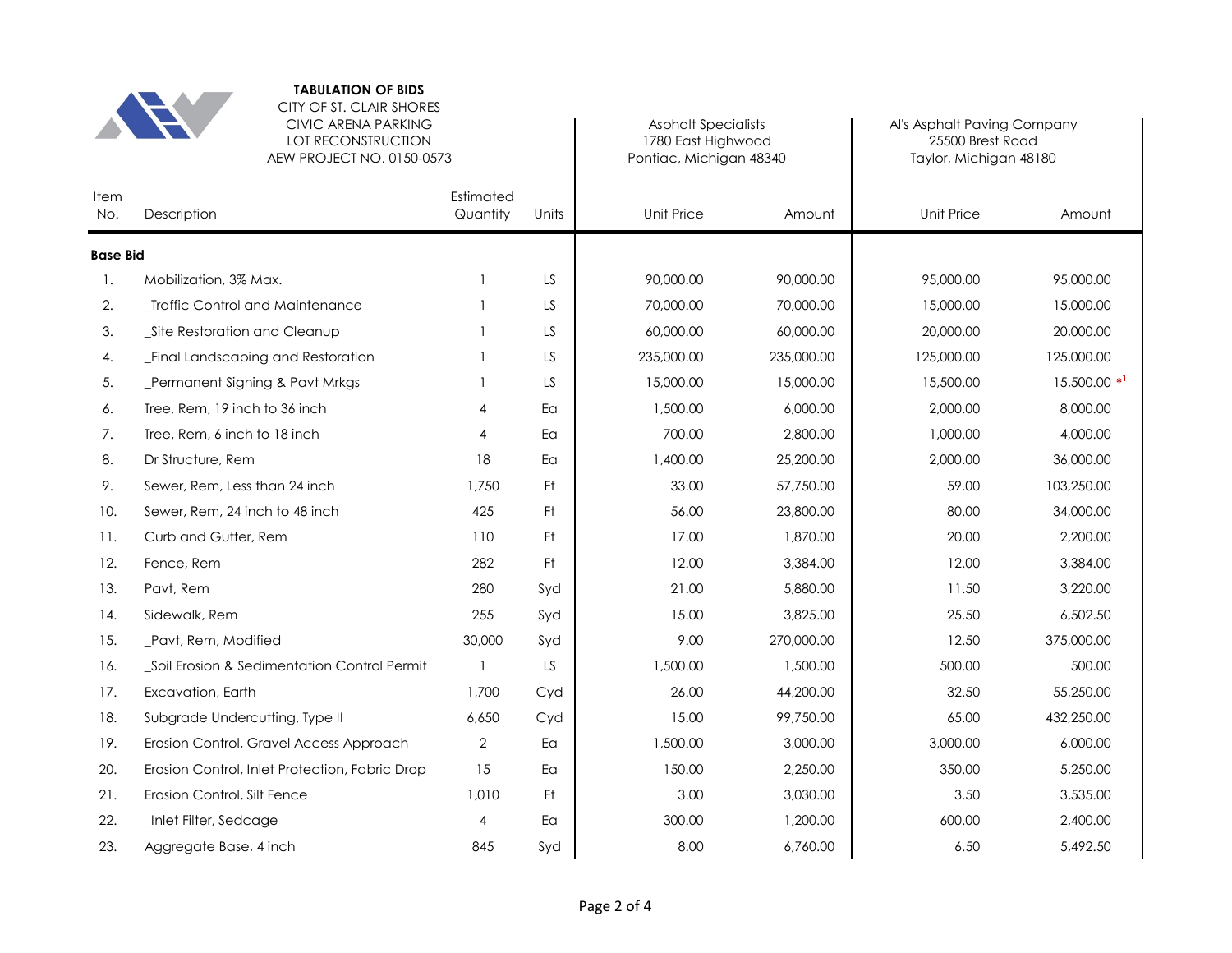**TABULATION OF BIDS**
CITY OF ST. CLAIR SHORES
CIVIC ARENA PARKING
LOT RECONSTRUCTION
AEW PROJECT NO. 0150-0573

| Item No. | Description | Estimated Quantity | Units | Asphalt Specialists<br>1780 East Highwood<br>Pontiac, Michigan 48340<br>Unit Price | Amount | Al's Asphalt Paving Company<br>25500 Brest Road<br>Taylor, Michigan 48180<br>Unit Price | Amount |
|---|---|---|---|---|---|---|---|
| **Base Bid** | | | | | | | |
| 1. | Mobilization, 3% Max. | 1 | LS | 90,000.00 | 90,000.00 | 95,000.00 | 95,000.00 |
| 2. | _Traffic Control and Maintenance | 1 | LS | 70,000.00 | 70,000.00 | 15,000.00 | 15,000.00 |
| 3. | _Site Restoration and Cleanup | 1 | LS | 60,000.00 | 60,000.00 | 20,000.00 | 20,000.00 |
| 4. | _Final Landscaping and Restoration | 1 | LS | 235,000.00 | 235,000.00 | 125,000.00 | 125,000.00 |
| 5. | _Permanent Signing & Pavt Mrkgs | 1 | LS | 15,000.00 | 15,000.00 | 15,500.00 | 15,500.00 *[1] |
| 6. | Tree, Rem, 19 inch to 36 inch | 4 | Ea | 1,500.00 | 6,000.00 | 2,000.00 | 8,000.00 |
| 7. | Tree, Rem, 6 inch to 18 inch | 4 | Ea | 700.00 | 2,800.00 | 1,000.00 | 4,000.00 |
| 8. | Dr Structure, Rem | 18 | Ea | 1,400.00 | 25,200.00 | 2,000.00 | 36,000.00 |
| 9. | Sewer, Rem, Less than 24 inch | 1,750 | Ft | 33.00 | 57,750.00 | 59.00 | 103,250.00 |
| 10. | Sewer, Rem, 24 inch to 48 inch | 425 | Ft | 56.00 | 23,800.00 | 80.00 | 34,000.00 |
| 11. | Curb and Gutter, Rem | 110 | Ft | 17.00 | 1,870.00 | 20.00 | 2,200.00 |
| 12. | Fence, Rem | 282 | Ft | 12.00 | 3,384.00 | 12.00 | 3,384.00 |
| 13. | Pavt, Rem | 280 | Syd | 21.00 | 5,880.00 | 11.50 | 3,220.00 |
| 14. | Sidewalk, Rem | 255 | Syd | 15.00 | 3,825.00 | 25.50 | 6,502.50 |
| 15. | _Pavt, Rem, Modified | 30,000 | Syd | 9.00 | 270,000.00 | 12.50 | 375,000.00 |
| 16. | _Soil Erosion & Sedimentation Control Permit | 1 | LS | 1,500.00 | 1,500.00 | 500.00 | 500.00 |
| 17. | Excavation, Earth | 1,700 | Cyd | 26.00 | 44,200.00 | 32.50 | 55,250.00 |
| 18. | Subgrade Undercutting, Type II | 6,650 | Cyd | 15.00 | 99,750.00 | 65.00 | 432,250.00 |
| 19. | Erosion Control, Gravel Access Approach | 2 | Ea | 1,500.00 | 3,000.00 | 3,000.00 | 6,000.00 |
| 20. | Erosion Control, Inlet Protection, Fabric Drop | 15 | Ea | 150.00 | 2,250.00 | 350.00 | 5,250.00 |
| 21. | Erosion Control, Silt Fence | 1,010 | Ft | 3.00 | 3,030.00 | 3.50 | 3,535.00 |
| 22. | _Inlet Filter, Sedcage | 4 | Ea | 300.00 | 1,200.00 | 600.00 | 2,400.00 |
| 23. | Aggregate Base, 4 inch | 845 | Syd | 8.00 | 6,760.00 | 6.50 | 5,492.50 |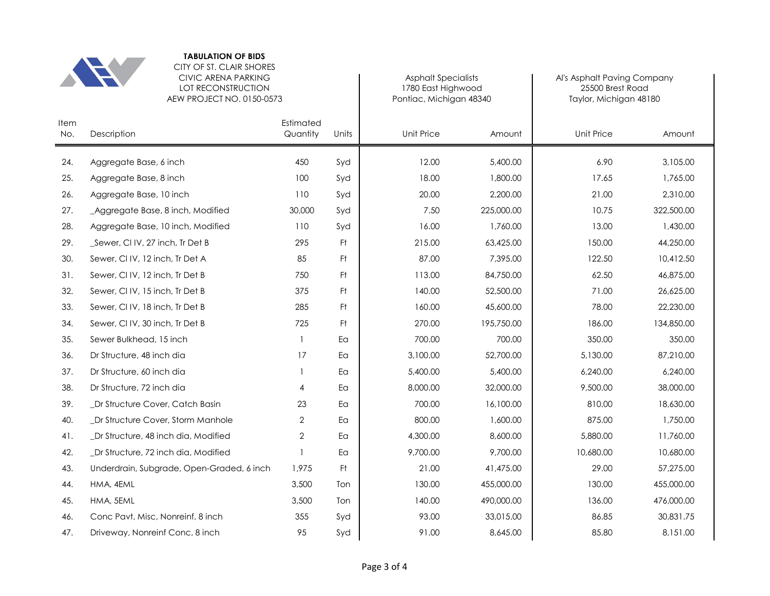**TABULATION OF BIDS**
CITY OF ST. CLAIR SHORES
CIVIC ARENA PARKING
LOT RECONSTRUCTION
AEW PROJECT NO. 0150-0573

| | | | | Asphalt Specialists<br>1780 East Highwood<br>Pontiac, Michigan 48340 | | Al's Asphalt Paving Company<br>25500 Brest Road<br>Taylor, Michigan 48180 | |
|---|---|---|---|---|---|---|---|
| Item No. | Description | Estimated Quantity | Units | Unit Price | Amount | Unit Price | Amount |
| 24. | Aggregate Base, 6 inch | 450 | Syd | 12.00 | 5,400.00 | 6.90 | 3,105.00 |
| 25. | Aggregate Base, 8 inch | 100 | Syd | 18.00 | 1,800.00 | 17.65 | 1,765.00 |
| 26. | Aggregate Base, 10 inch | 110 | Syd | 20.00 | 2,200.00 | 21.00 | 2,310.00 |
| 27. | _Aggregate Base, 8 inch, Modified | 30,000 | Syd | 7.50 | 225,000.00 | 10.75 | 322,500.00 |
| 28. | Aggregate Base, 10 inch, Modified | 110 | Syd | 16.00 | 1,760.00 | 13.00 | 1,430.00 |
| 29. | _Sewer, Cl IV, 27 inch, Tr Det B | 295 | Ft | 215.00 | 63,425.00 | 150.00 | 44,250.00 |
| 30. | Sewer, Cl IV, 12 inch, Tr Det A | 85 | Ft | 87.00 | 7,395.00 | 122.50 | 10,412.50 |
| 31. | Sewer, Cl IV, 12 inch, Tr Det B | 750 | Ft | 113.00 | 84,750.00 | 62.50 | 46,875.00 |
| 32. | Sewer, Cl IV, 15 inch, Tr Det B | 375 | Ft | 140.00 | 52,500.00 | 71.00 | 26,625.00 |
| 33. | Sewer, Cl IV, 18 inch, Tr Det B | 285 | Ft | 160.00 | 45,600.00 | 78.00 | 22,230.00 |
| 34. | Sewer, Cl IV, 30 inch, Tr Det B | 725 | Ft | 270.00 | 195,750.00 | 186.00 | 134,850.00 |
| 35. | Sewer Bulkhead, 15 inch | 1 | Ea | 700.00 | 700.00 | 350.00 | 350.00 |
| 36. | Dr Structure, 48 inch dia | 17 | Ea | 3,100.00 | 52,700.00 | 5,130.00 | 87,210.00 |
| 37. | Dr Structure, 60 inch dia | 1 | Ea | 5,400.00 | 5,400.00 | 6,240.00 | 6,240.00 |
| 38. | Dr Structure, 72 inch dia | 4 | Ea | 8,000.00 | 32,000.00 | 9,500.00 | 38,000.00 |
| 39. | _Dr Structure Cover, Catch Basin | 23 | Ea | 700.00 | 16,100.00 | 810.00 | 18,630.00 |
| 40. | _Dr Structure Cover, Storm Manhole | 2 | Ea | 800.00 | 1,600.00 | 875.00 | 1,750.00 |
| 41. | _Dr Structure, 48 inch dia, Modified | 2 | Ea | 4,300.00 | 8,600.00 | 5,880.00 | 11,760.00 |
| 42. | _Dr Structure, 72 inch dia, Modified | 1 | Ea | 9,700.00 | 9,700.00 | 10,680.00 | 10,680.00 |
| 43. | Underdrain, Subgrade, Open-Graded, 6 inch | 1,975 | Ft | 21.00 | 41,475.00 | 29.00 | 57,275.00 |
| 44. | HMA, 4EML | 3,500 | Ton | 130.00 | 455,000.00 | 130.00 | 455,000.00 |
| 45. | HMA, 5EML | 3,500 | Ton | 140.00 | 490,000.00 | 136.00 | 476,000.00 |
| 46. | Conc Pavt, Misc, Nonreinf, 8 inch | 355 | Syd | 93.00 | 33,015.00 | 86.85 | 30,831.75 |
| 47. | Driveway, Nonreinf Conc, 8 inch | 95 | Syd | 91.00 | 8,645.00 | 85.80 | 8,151.00 |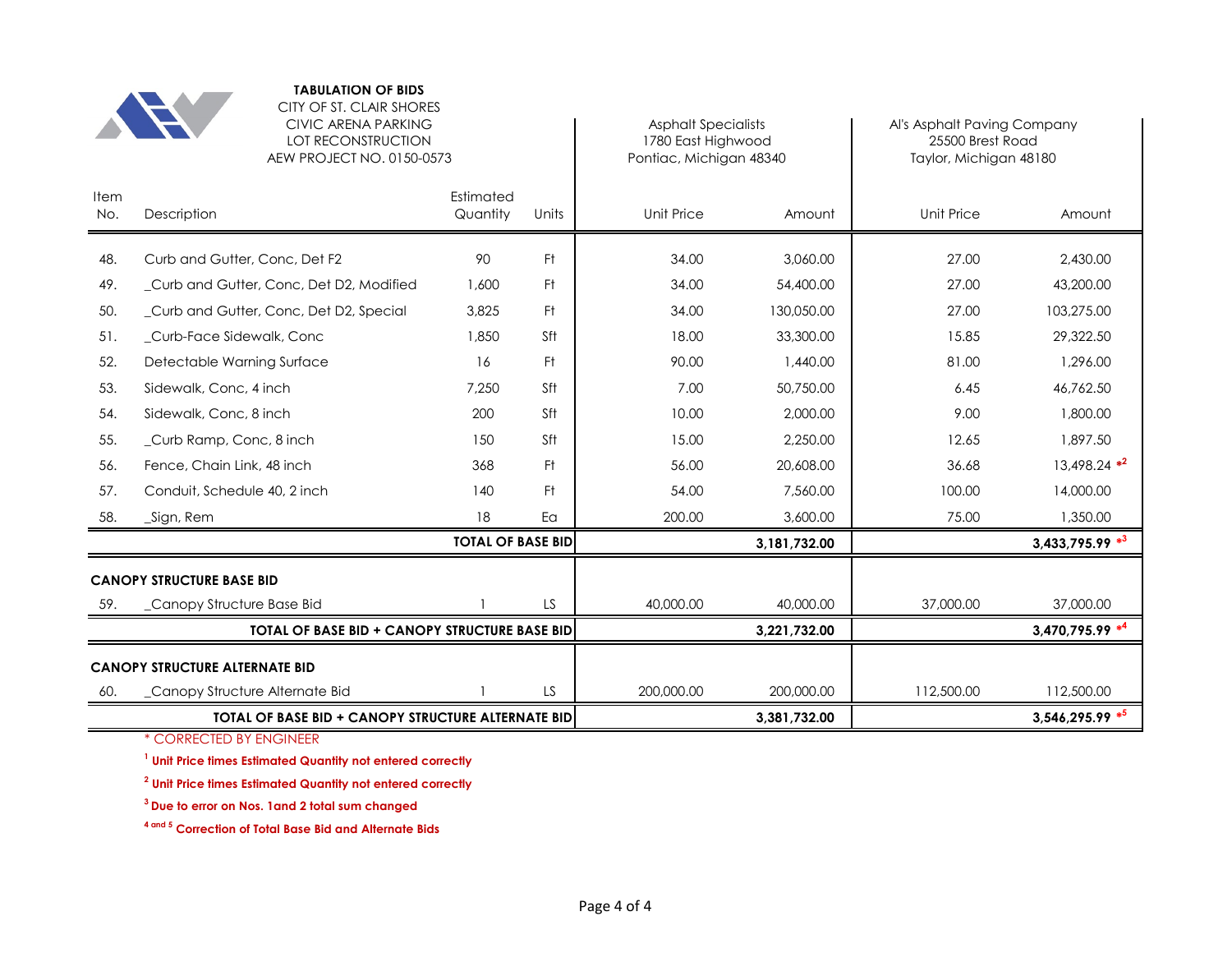**TABULATION OF BIDS**
CITY OF ST. CLAIR SHORES
CIVIC ARENA PARKING
LOT RECONSTRUCTION
AEW PROJECT NO. 0150-0573

| Item No. | Description | Estimated Quantity | Units | Asphalt Specialists, 1780 East Highwood, Pontiac, Michigan 48340 | | Al's Asphalt Paving Company, 25500 Brest Road, Taylor, Michigan 48180 | |
|---|---|---|---|---|---|---|---|
| | | | | Unit Price | Amount | Unit Price | Amount |
| 48. | Curb and Gutter, Conc, Det F2 | 90 | Ft | 34.00 | 3,060.00 | 27.00 | 2,430.00 |
| 49. | _Curb and Gutter, Conc, Det D2, Modified | 1,600 | Ft | 34.00 | 54,400.00 | 27.00 | 43,200.00 |
| 50. | _Curb and Gutter, Conc, Det D2, Special | 3,825 | Ft | 34.00 | 130,050.00 | 27.00 | 103,275.00 |
| 51. | _Curb-Face Sidewalk, Conc | 1,850 | Sft | 18.00 | 33,300.00 | 15.85 | 29,322.50 |
| 52. | Detectable Warning Surface | 16 | Ft | 90.00 | 1,440.00 | 81.00 | 1,296.00 |
| 53. | Sidewalk, Conc, 4 inch | 7,250 | Sft | 7.00 | 50,750.00 | 6.45 | 46,762.50 |
| 54. | Sidewalk, Conc, 8 inch | 200 | Sft | 10.00 | 2,000.00 | 9.00 | 1,800.00 |
| 55. | _Curb Ramp, Conc, 8 inch | 150 | Sft | 15.00 | 2,250.00 | 12.65 | 1,897.50 |
| 56. | Fence, Chain Link, 48 inch | 368 | Ft | 56.00 | 20,608.00 | 36.68 | 13,498.24 *[2] |
| 57. | Conduit, Schedule 40, 2 inch | 140 | Ft | 54.00 | 7,560.00 | 100.00 | 14,000.00 |
| 58. | _Sign, Rem | 18 | Ea | 200.00 | 3,600.00 | 75.00 | 1,350.00 |
| | **TOTAL OF BASE BID** | | | | **3,181,732.00** | | **3,433,795.99** *[3] |
| | **CANOPY STRUCTURE BASE BID** | | | | | | |
| 59. | _Canopy Structure Base Bid | 1 | LS | 40,000.00 | 40,000.00 | 37,000.00 | 37,000.00 |
| | **TOTAL OF BASE BID + CANOPY STRUCTURE BASE BID** | | | | **3,221,732.00** | | **3,470,795.99** *[4] |
| | **CANOPY STRUCTURE ALTERNATE BID** | | | | | | |
| 60. | _Canopy Structure Alternate Bid | 1 | LS | 200,000.00 | 200,000.00 | 112,500.00 | 112,500.00 |
| | **TOTAL OF BASE BID + CANOPY STRUCTURE ALTERNATE BID** | | | | **3,381,732.00** | | **3,546,295.99** *[5] |

* CORRECTED BY ENGINEER

[1] **Unit Price times Estimated Quantity not entered correctly**

[2] **Unit Price times Estimated Quantity not entered correctly**

[3] **Due to error on Nos. 1and 2 total sum changed**

[4 and 5] **Correction of Total Base Bid and Alternate Bids**